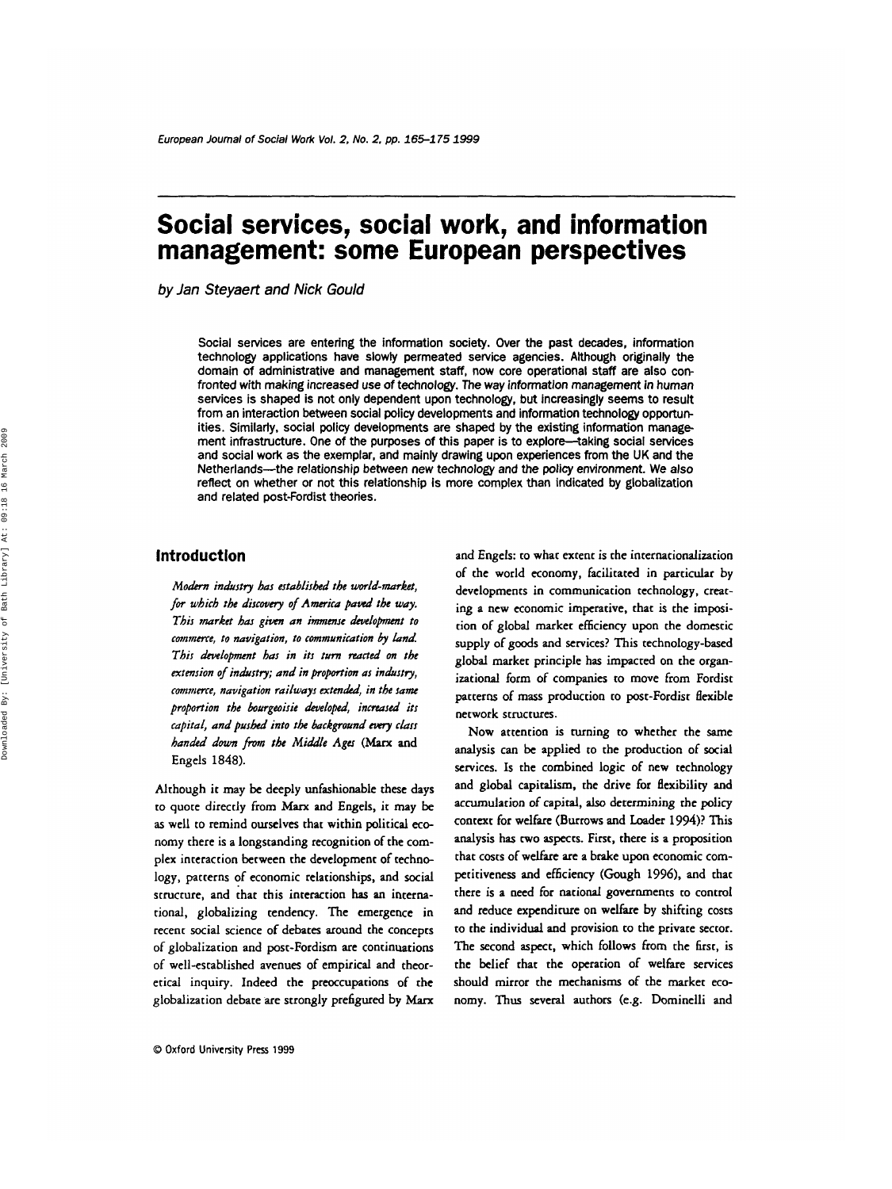# Social services, social work, and information management: some European perspectives

*by Jan Steyaert and Nick Gould*

Social services are entering the information society. Over the past decades, information technology applications have slowly permeated service agencies. Although originally the domain of administrative and management staff, now core operational staff are also confronted with making increased use of technology. The way information management in human services is shaped is not only dependent upon technology, but increasingly seems to result from an interaction between social policy developments and information technology opportunities. Similarly, social policy developments are shaped by the existing information management infrastructure. One of the purposes of this paper is to explore—taking social services and social work as the exemplar, and mainly drawing upon experiences from the UK and the Netherlands—the relationship between new technology and the policy environment. We also reflect on whether or not this relationship is more complex than indicated by globalization and related post-Fordist theories.

## Introduction

> *Modern industry has established the world-market, for which the discovery of America paved the way. This market has given an immense development to commerce, to navigation, to communication by land. This development has in its turn reacted on the extension of industry; and in proportion as industry, commerce, navigation railways extended, in the same proportion the bourgeoisie developed, increased its capital, and pushed into the background every class handed down from the Middle Ages* (Marx and Engels 1848).

Although it may be deeply unfashionable these days to quote directly from Marx and Engels, it may be as well to remind ourselves that within political economy there is a longstanding recognition of the complex interaction between the development of technology, patterns of economic relationships, and social structure, and that this interaction has an international, globalizing tendency. The emergence in recent social science of debates around the concepts of globalization and post-Fordism are continuations of well-established avenues of empirical and theoretical inquiry. Indeed the preoccupations of the globalization debate are strongly prefigured by Marx and Engels: to what extent is the internationalization of the world economy, facilitated in particular by developments in communication technology, creating a new economic imperative, that is the imposition of global market efficiency upon the domestic supply of goods and services? This technology-based global market principle has impacted on the organizational form of companies to move from Fordist patterns of mass production to post-Fordist flexible network structures.

Now attention is turning to whether the same analysis can be applied to the production of social services. Is the combined logic of new technology and global capitalism, the drive for flexibility and accumulation of capital, also determining the policy context for welfare (Burrows and Loader 1994)? This analysis has two aspects. First, there is a proposition that costs of welfare are a brake upon economic competitiveness and efficiency (Gough 1996), and that there is a need for national governments to control and reduce expenditure on welfare by shifting costs to the individual and provision to the private sector. The second aspect, which follows from the first, is the belief that the operation of welfare services should mirror the mechanisms of the market economy. Thus several authors (e.g. Dominelli and

© Oxford University Press 1999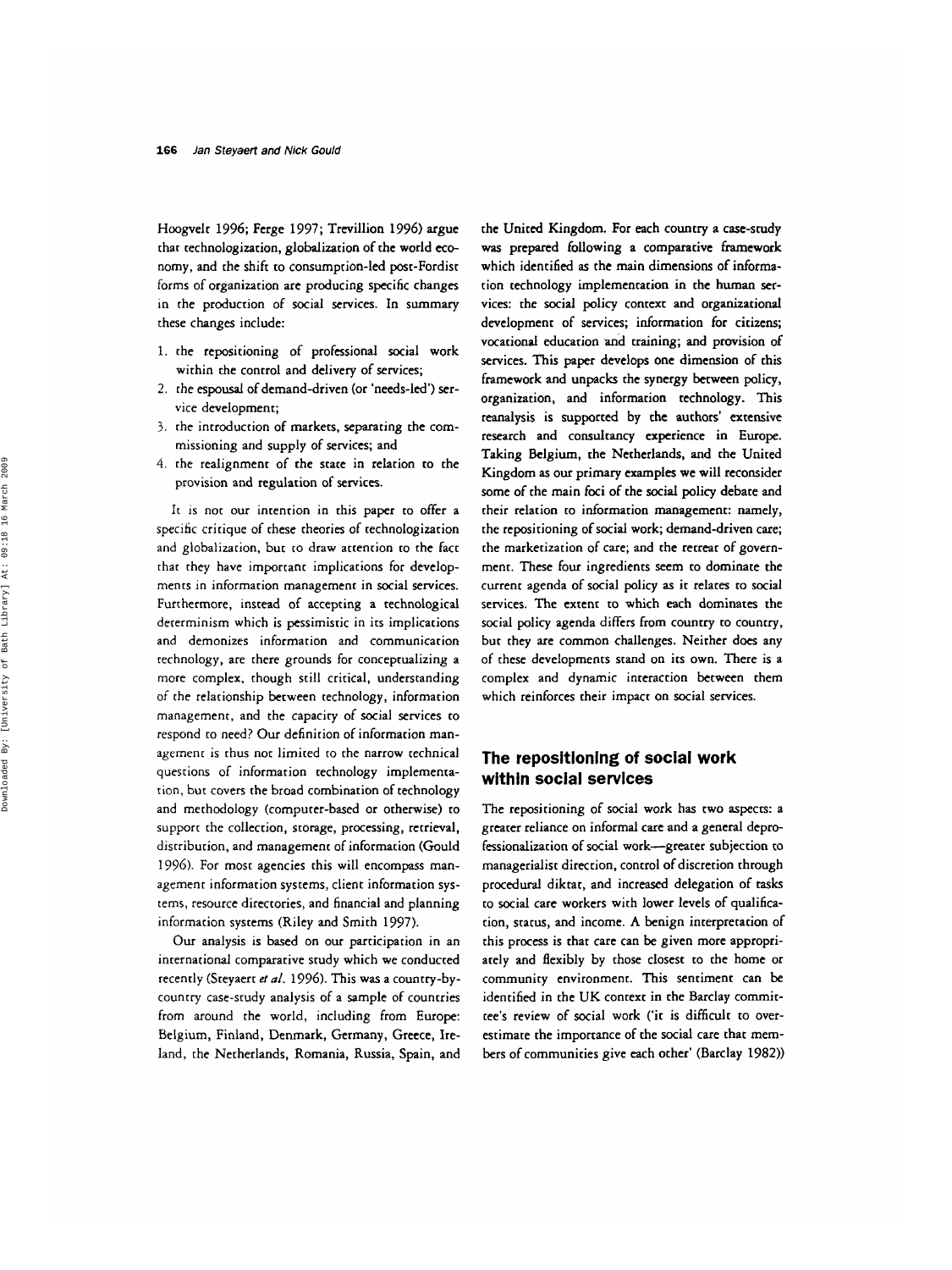Hoogvelt 1996; Ferge 1997; Trevillion 1996) argue that technologization, globalization of the world economy, and the shift to consumption-led post-Fordist forms of organization are producing specific changes in the production of social services. In summary these changes include:

1. the repositioning of professional social work within the control and delivery of services;
2. the espousal of demand-driven (or 'needs-led') service development;
3. the introduction of markets, separating the commissioning and supply of services; and
4. the realignment of the state in relation to the provision and regulation of services.

It is not our intention in this paper to offer a specific critique of these theories of technologization and globalization, but to draw attention to the fact that they have important implications for developments in information management in social services. Furthermore, instead of accepting a technological determinism which is pessimistic in its implications and demonizes information and communication technology, are there grounds for conceptualizing a more complex, though still critical, understanding of the relationship between technology, information management, and the capacity of social services to respond to need? Our definition of information management is thus not limited to the narrow technical questions of information technology implementation, but covers the broad combination of technology and methodology (computer-based or otherwise) to support the collection, storage, processing, retrieval, distribution, and management of information (Gould 1996). For most agencies this will encompass management information systems, client information systems, resource directories, and financial and planning information systems (Riley and Smith 1997).

Our analysis is based on our participation in an international comparative study which we conducted recently (Steyaert *et al.* 1996). This was a country-by-country case-study analysis of a sample of countries from around the world, including from Europe: Belgium, Finland, Denmark, Germany, Greece, Ireland, the Netherlands, Romania, Russia, Spain, and the United Kingdom. For each country a case-study was prepared following a comparative framework which identified as the main dimensions of information technology implementation in the human services: the social policy context and organizational development of services; information for citizens; vocational education and training; and provision of services. This paper develops one dimension of this framework and unpacks the synergy between policy, organization, and information technology. This reanalysis is supported by the authors' extensive research and consultancy experience in Europe. Taking Belgium, the Netherlands, and the United Kingdom as our primary examples we will reconsider some of the main foci of the social policy debate and their relation to information management: namely, the repositioning of social work; demand-driven care; the marketization of care; and the retreat of government. These four ingredients seem to dominate the current agenda of social policy as it relates to social services. The extent to which each dominates the social policy agenda differs from country to country, but they are common challenges. Neither does any of these developments stand on its own. There is a complex and dynamic interaction between them which reinforces their impact on social services.

## The repositioning of social work within social services

The repositioning of social work has two aspects: a greater reliance on informal care and a general deprofessionalization of social work—greater subjection to managerialist direction, control of discretion through procedural diktat, and increased delegation of tasks to social care workers with lower levels of qualification, status, and income. A benign interpretation of this process is that care can be given more appropriately and flexibly by those closest to the home or community environment. This sentiment can be identified in the UK context in the Barclay committee's review of social work ('it is difficult to overestimate the importance of the social care that members of communities give each other' (Barclay 1982))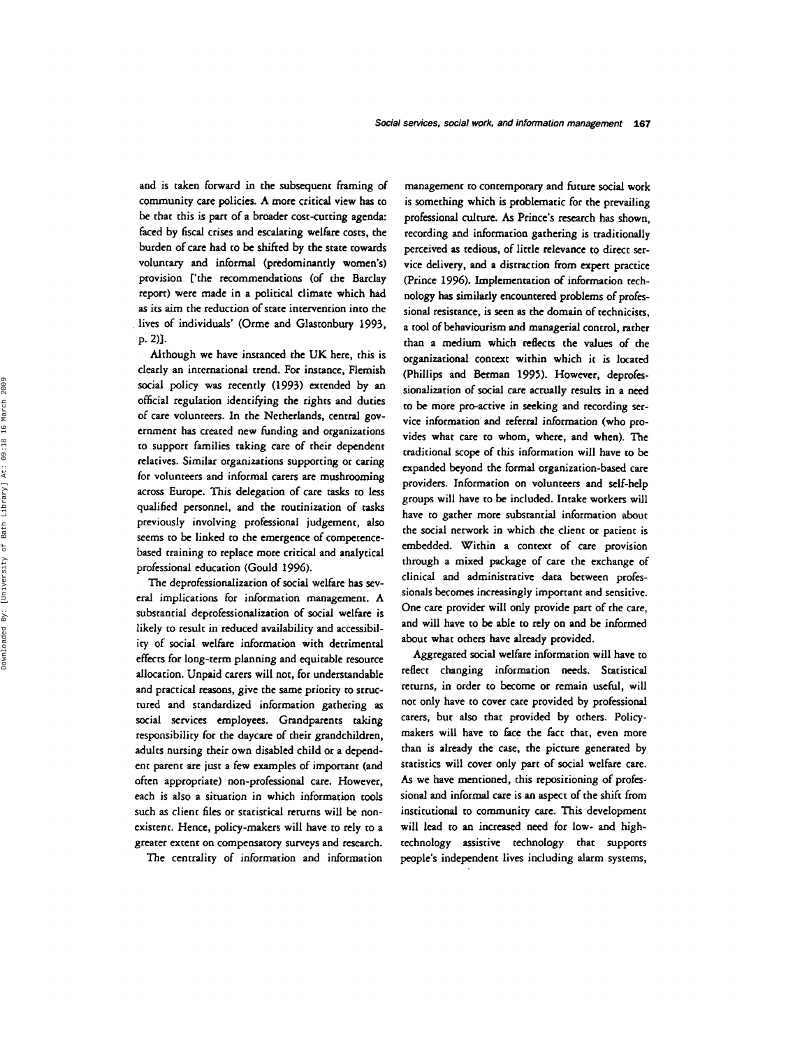and is taken forward in the subsequent framing of community care policies. A more critical view has to be that this is part of a broader cost-cutting agenda: faced by fiscal crises and escalating welfare costs, the burden of care had to be shifted by the state towards voluntary and informal (predominantly women's) provision ['the recommendations (of the Barclay report) were made in a political climate which had as its aim the reduction of state intervention into the lives of individuals' (Orme and Glastonbury 1993, p. 2)].

Although we have instanced the UK here, this is clearly an international trend. For instance, Flemish social policy was recently (1993) extended by an official regulation identifying the rights and duties of care volunteers. In the Netherlands, central government has created new funding and organizations to support families taking care of their dependent relatives. Similar organizations supporting or caring for volunteers and informal carers are mushrooming across Europe. This delegation of care tasks to less qualified personnel, and the routinization of tasks previously involving professional judgement, also seems to be linked to the emergence of competence-based training to replace more critical and analytical professional education (Gould 1996).

The deprofessionalization of social welfare has several implications for information management. A substantial deprofessionalization of social welfare is likely to result in reduced availability and accessibility of social welfare information with detrimental effects for long-term planning and equitable resource allocation. Unpaid carers will not, for understandable and practical reasons, give the same priority to structured and standardized information gathering as social services employees. Grandparents taking responsibility for the daycare of their grandchildren, adults nursing their own disabled child or a dependent parent are just a few examples of important (and often appropriate) non-professional care. However, each is also a situation in which information tools such as client files or statistical returns will be non-existent. Hence, policy-makers will have to rely to a greater extent on compensatory surveys and research.

The centrality of information and information management to contemporary and future social work is something which is problematic for the prevailing professional culture. As Prince's research has shown, recording and information gathering is traditionally perceived as tedious, of little relevance to direct service delivery, and a distraction from expert practice (Prince 1996). Implementation of information technology has similarly encountered problems of professional resistance, is seen as the domain of technicists, a tool of behaviourism and managerial control, rather than a medium which reflects the values of the organizational context within which it is located (Phillips and Berman 1995). However, deprofessionalization of social care actually results in a need to be more pro-active in seeking and recording service information and referral information (who provides what care to whom, where, and when). The traditional scope of this information will have to be expanded beyond the formal organization-based care providers. Information on volunteers and self-help groups will have to be included. Intake workers will have to gather more substantial information about the social network in which the client or patient is embedded. Within a context of care provision through a mixed package of care the exchange of clinical and administrative data between professionals becomes increasingly important and sensitive. One care provider will only provide part of the care, and will have to be able to rely on and be informed about what others have already provided.

Aggregated social welfare information will have to reflect changing information needs. Statistical returns, in order to become or remain useful, will not only have to cover care provided by professional carers, but also that provided by others. Policy-makers will have to face the fact that, even more than is already the case, the picture generated by statistics will cover only part of social welfare care. As we have mentioned, this repositioning of professional and informal care is an aspect of the shift from institutional to community care. This development will lead to an increased need for low- and high-technology assistive technology that supports people's independent lives including alarm systems,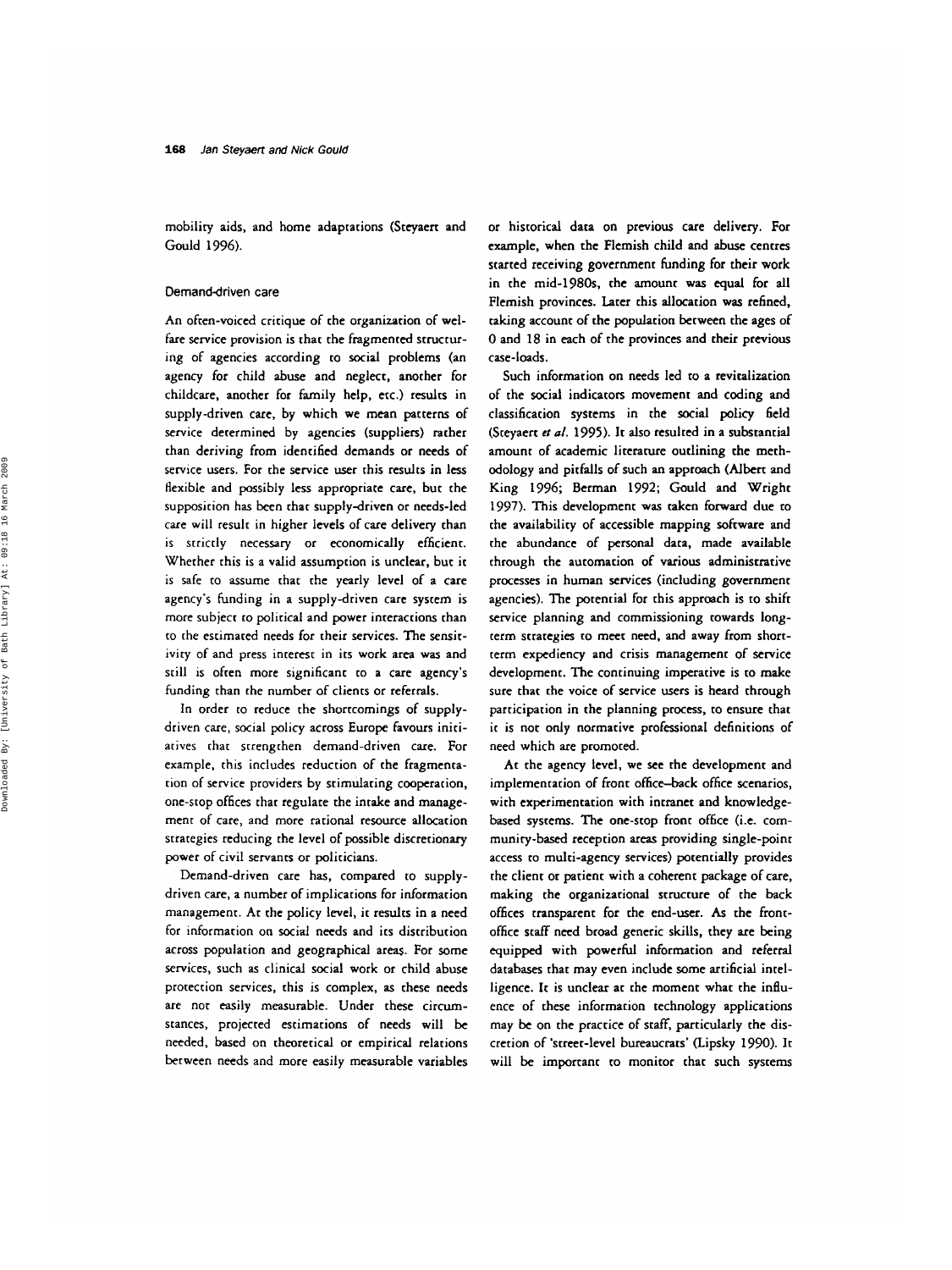mobility aids, and home adaptations (Steyaert and Gould 1996).

### Demand-driven care

An often-voiced critique of the organization of welfare service provision is that the fragmented structuring of agencies according to social problems (an agency for child abuse and neglect, another for childcare, another for family help, etc.) results in supply-driven care, by which we mean patterns of service determined by agencies (suppliers) rather than deriving from identified demands or needs of service users. For the service user this results in less flexible and possibly less appropriate care, but the supposition has been that supply-driven or needs-led care will result in higher levels of care delivery than is strictly necessary or economically efficient. Whether this is a valid assumption is unclear, but it is safe to assume that the yearly level of a care agency's funding in a supply-driven care system is more subject to political and power interactions than to the estimated needs for their services. The sensitivity of and press interest in its work area was and still is often more significant to a care agency's funding than the number of clients or referrals.

In order to reduce the shortcomings of supply-driven care, social policy across Europe favours initiatives that strengthen demand-driven care. For example, this includes reduction of the fragmentation of service providers by stimulating cooperation, one-stop offices that regulate the intake and management of care, and more rational resource allocation strategies reducing the level of possible discretionary power of civil servants or politicians.

Demand-driven care has, compared to supply-driven care, a number of implications for information management. At the policy level, it results in a need for information on social needs and its distribution across population and geographical areas. For some services, such as clinical social work or child abuse protection services, this is complex, as these needs are not easily measurable. Under these circumstances, projected estimations of needs will be needed, based on theoretical or empirical relations between needs and more easily measurable variables or historical data on previous care delivery. For example, when the Flemish child and abuse centres started receiving government funding for their work in the mid-1980s, the amount was equal for all Flemish provinces. Later this allocation was refined, taking account of the population between the ages of 0 and 18 in each of the provinces and their previous case-loads.

Such information on needs led to a revitalization of the social indicators movement and coding and classification systems in the social policy field (Steyaert *et al.* 1995). It also resulted in a substantial amount of academic literature outlining the methodology and pitfalls of such an approach (Albert and King 1996; Berman 1992; Gould and Wright 1997). This development was taken forward due to the availability of accessible mapping software and the abundance of personal data, made available through the automation of various administrative processes in human services (including government agencies). The potential for this approach is to shift service planning and commissioning towards long-term strategies to meet need, and away from short-term expediency and crisis management of service development. The continuing imperative is to make sure that the voice of service users is heard through participation in the planning process, to ensure that it is not only normative professional definitions of need which are promoted.

At the agency level, we see the development and implementation of front office–back office scenarios, with experimentation with intranet and knowledge-based systems. The one-stop front office (i.e. community-based reception areas providing single-point access to multi-agency services) potentially provides the client or patient with a coherent package of care, making the organizational structure of the back offices transparent for the end-user. As the front-office staff need broad generic skills, they are being equipped with powerful information and referral databases that may even include some artificial intelligence. It is unclear at the moment what the influence of these information technology applications may be on the practice of staff, particularly the discretion of 'street-level bureaucrats' (Lipsky 1990). It will be important to monitor that such systems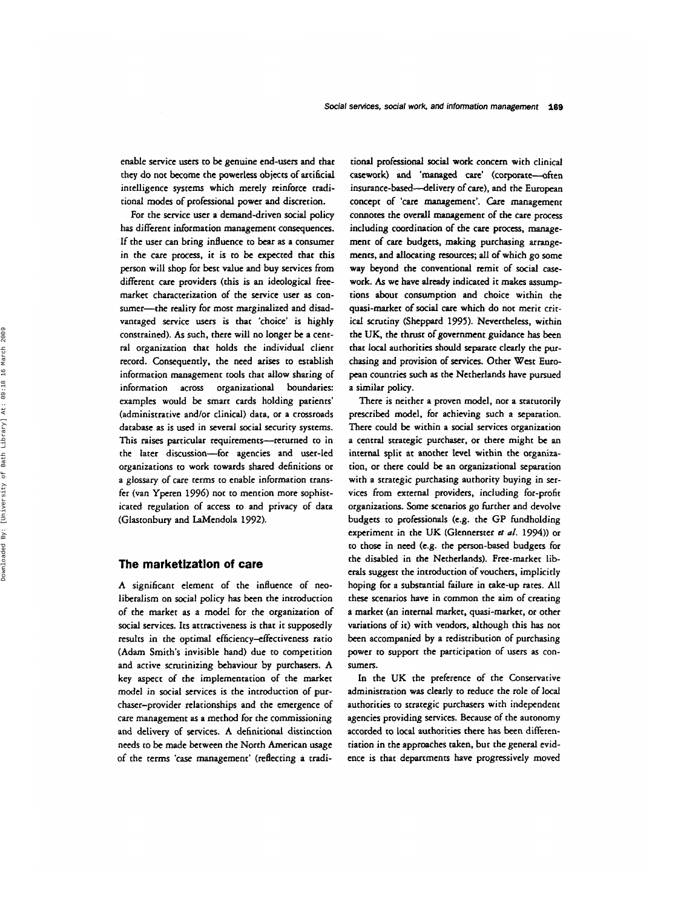enable service users to be genuine end-users and that they do not become the powerless objects of artificial intelligence systems which merely reinforce traditional modes of professional power and discretion.

For the service user a demand-driven social policy has different information management consequences. If the user can bring influence to bear as a consumer in the care process, it is to be expected that this person will shop for best value and buy services from different care providers (this is an ideological free-market characterization of the service user as consumer—the reality for most marginalized and disadvantaged service users is that 'choice' is highly constrained). As such, there will no longer be a central organization that holds the individual client record. Consequently, the need arises to establish information management tools that allow sharing of information across organizational boundaries: examples would be smart cards holding patients' (administrative and/or clinical) data, or a crossroads database as is used in several social security systems. This raises particular requirements—returned to in the later discussion—for agencies and user-led organizations to work towards shared definitions or a glossary of care terms to enable information transfer (van Yperen 1996) not to mention more sophisticated regulation of access to and privacy of data (Glastonbury and LaMendola 1992).

## The marketization of care

A significant element of the influence of neo-liberalism on social policy has been the introduction of the market as a model for the organization of social services. Its attractiveness is that it supposedly results in the optimal efficiency–effectiveness ratio (Adam Smith's invisible hand) due to competition and active scrutinizing behaviour by purchasers. A key aspect of the implementation of the market model in social services is the introduction of purchaser–provider relationships and the emergence of care management as a method for the commissioning and delivery of services. A definitional distinction needs to be made between the North American usage of the terms 'case management' (reflecting a traditional professional social work concern with clinical casework) and 'managed care' (corporate—often insurance-based—delivery of care), and the European concept of 'care management'. Care management connotes the overall management of the care process including coordination of the care process, management of care budgets, making purchasing arrangements, and allocating resources; all of which go some way beyond the conventional remit of social casework. As we have already indicated it makes assumptions about consumption and choice within the quasi-market of social care which do not merit critical scrutiny (Sheppard 1995). Nevertheless, within the UK, the thrust of government guidance has been that local authorities should separate clearly the purchasing and provision of services. Other West European countries such as the Netherlands have pursued a similar policy.

There is neither a proven model, nor a statutorily prescribed model, for achieving such a separation. There could be within a social services organization a central strategic purchaser, or there might be an internal split at another level within the organization, or there could be an organizational separation with a strategic purchasing authority buying in services from external providers, including for-profit organizations. Some scenarios go further and devolve budgets to professionals (e.g. the GP fundholding experiment in the UK (Glennerster *et al.* 1994)) or to those in need (e.g. the person-based budgets for the disabled in the Netherlands). Free-market liberals suggest the introduction of vouchers, implicitly hoping for a substantial failure in take-up rates. All these scenarios have in common the aim of creating a market (an internal market, quasi-market, or other variations of it) with vendors, although this has not been accompanied by a redistribution of purchasing power to support the participation of users as consumers.

In the UK the preference of the Conservative administration was clearly to reduce the role of local authorities to strategic purchasers with independent agencies providing services. Because of the autonomy accorded to local authorities there has been differentiation in the approaches taken, but the general evidence is that departments have progressively moved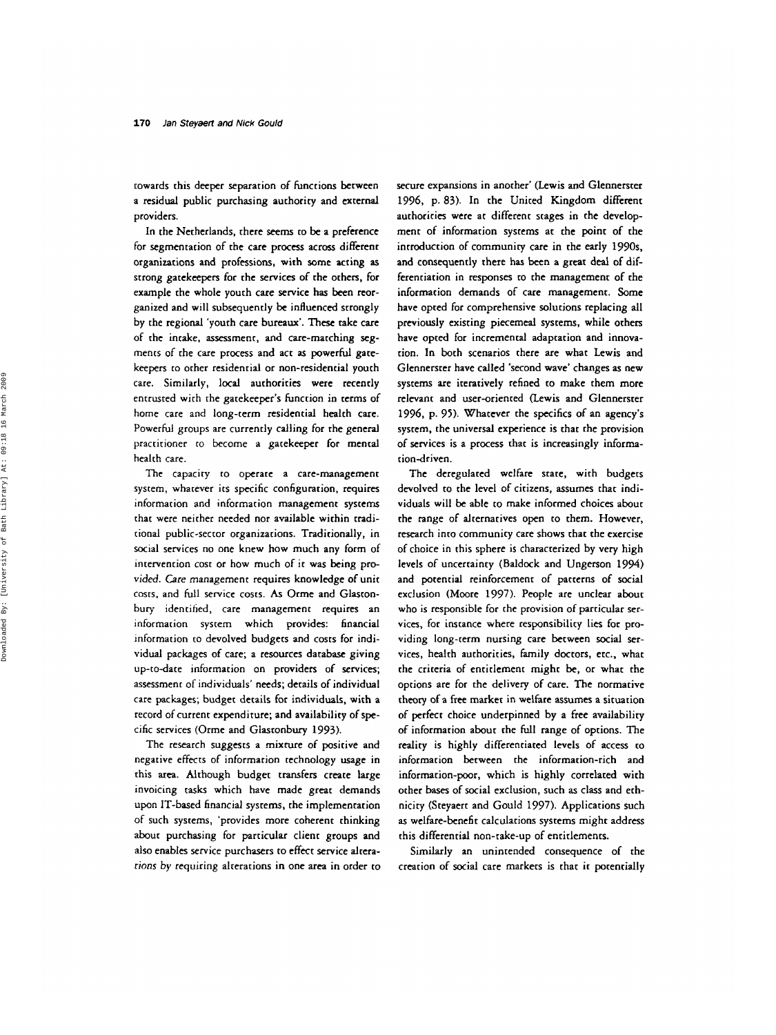towards this deeper separation of functions between a residual public purchasing authority and external providers.

In the Netherlands, there seems to be a preference for segmentation of the care process across different organizations and professions, with some acting as strong gatekeepers for the services of the others, for example the whole youth care service has been reorganized and will subsequently be influenced strongly by the regional 'youth care bureaux'. These take care of the intake, assessment, and care-matching segments of the care process and act as powerful gatekeepers to other residential or non-residential youth care. Similarly, local authorities were recently entrusted with the gatekeeper's function in terms of home care and long-term residential health care. Powerful groups are currently calling for the general practitioner to become a gatekeeper for mental health care.

The capacity to operate a care-management system, whatever its specific configuration, requires information and information management systems that were neither needed nor available within traditional public-sector organizations. Traditionally, in social services no one knew how much any form of intervention cost or how much of it was being provided. *Care management* requires knowledge of unit costs, and full service costs. As Orme and Glastonbury identified, care management requires an information system which provides: financial information to devolved budgets and costs for individual packages of care; a resources database giving up-to-date information on providers of services; assessment of individuals' needs; details of individual care packages; budget details for individuals, with a record of current expenditure; and availability of specific services (Orme and Glastonbury 1993).

The research suggests a mixture of positive and negative effects of information technology usage in this area. Although budget transfers create large invoicing tasks which have made great demands upon IT-based financial systems, the implementation of such systems, 'provides more coherent thinking about purchasing for particular client groups and also enables service purchasers to effect service alterations by requiring alterations in one area in order to secure expansions in another' (Lewis and Glennerster 1996, p. 83). In the United Kingdom different authorities were at different stages in the development of information systems at the point of the introduction of community care in the early 1990s, and consequently there has been a great deal of differentiation in responses to the management of the information demands of care management. Some have opted for comprehensive solutions replacing all previously existing piecemeal systems, while others have opted for incremental adaptation and innovation. In both scenarios there are what Lewis and Glennerster have called 'second wave' changes as new systems are iteratively refined to make them more relevant and user-oriented (Lewis and Glennerster 1996, p. 95). Whatever the specifics of an agency's system, the universal experience is that the provision of services is a process that is increasingly information-driven.

The deregulated welfare state, with budgets devolved to the level of citizens, assumes that individuals will be able to make informed choices about the range of alternatives open to them. However, research into community care shows that the exercise of choice in this sphere is characterized by very high levels of uncertainty (Baldock and Ungerson 1994) and potential reinforcement of patterns of social exclusion (Moore 1997). People are unclear about who is responsible for the provision of particular services, for instance where responsibility lies for providing long-term nursing care between social services, health authorities, family doctors, etc., what the criteria of entitlement might be, or what the options are for the delivery of care. The normative theory of a free market in welfare assumes a situation of perfect choice underpinned by a free availability of information about the full range of options. The reality is highly differentiated levels of access to information between the information-rich and information-poor, which is highly correlated with other bases of social exclusion, such as class and ethnicity (Steyaert and Gould 1997). Applications such as welfare-benefit calculations systems might address this differential non-take-up of entitlements.

Similarly an unintended consequence of the creation of social care markets is that it potentially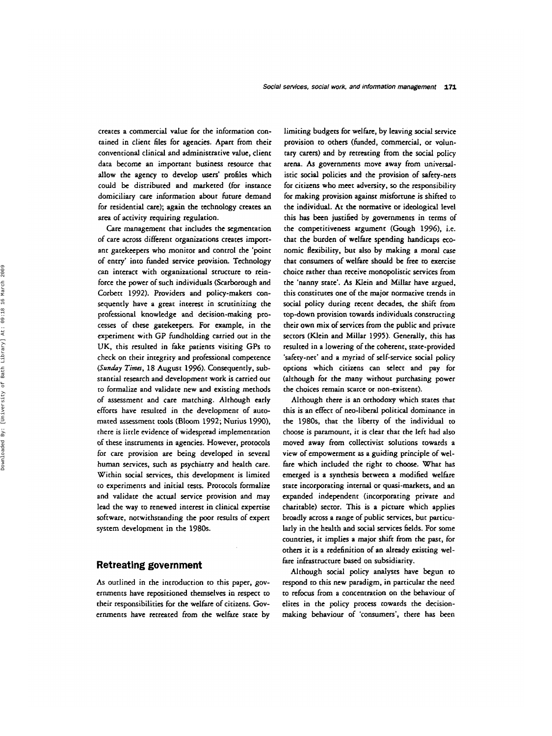creates a commercial value for the information contained in client files for agencies. Apart from their conventional clinical and administrative value, client data become an important business resource that allow the agency to develop users' profiles which could be distributed and marketed (for instance domiciliary care information about future demand for residential care); again the technology creates an area of activity requiring regulation.

Care management that includes the segmentation of care across different organizations creates important gatekeepers who monitor and control the 'point of entry' into funded service provision. Technology can interact with organizational structure to reinforce the power of such individuals (Scarborough and Corbett 1992). Providers and policy-makers consequently have a great interest in scrutinizing the professional knowledge and decision-making processes of these gatekeepers. For example, in the experiment with GP fundholding carried out in the UK, this resulted in fake patients visiting GPs to check on their integrity and professional competence (*Sunday Times*, 18 August 1996). Consequently, substantial research and development work is carried out to formalize and validate new and existing methods of assessment and care matching. Although early efforts have resulted in the development of automated assessment tools (Bloom 1992; Nurius 1990), there is little evidence of widespread implementation of these instruments in agencies. However, protocols for care provision are being developed in several human services, such as psychiatry and health care. Within social services, this development is limited to experiments and initial tests. Protocols formalize and validate the actual service provision and may lead the way to renewed interest in clinical expertise software, notwithstanding the poor results of expert system development in the 1980s.

## Retreating government

As outlined in the introduction to this paper, governments have repositioned themselves in respect to their responsibilities for the welfare of citizens. Governments have retreated from the welfare state by limiting budgets for welfare, by leaving social service provision to others (funded, commercial, or voluntary carers) and by retreating from the social policy arena. As governments move away from universalistic social policies and the provision of safety-nets for citizens who meet adversity, so the responsibility for making provision against misfortune is shifted to the individual. At the normative or ideological level this has been justified by governments in terms of the competitiveness argument (Gough 1996), i.e. that the burden of welfare spending handicaps economic flexibility, but also by making a moral case that consumers of welfare should be free to exercise choice rather than receive monopolistic services from the 'nanny state'. As Klein and Millar have argued, this constitutes one of the major normative trends in social policy during recent decades, the shift from top-down provision towards individuals constructing their own mix of services from the public and private sectors (Klein and Millar 1995). Generally, this has resulted in a lowering of the coherent, state-provided 'safety-net' and a myriad of self-service social policy options which citizens can select and pay for (although for the many without purchasing power the choices remain scarce or non-existent).

Although there is an orthodoxy which states that this is an effect of neo-liberal political dominance in the 1980s, that the liberty of the individual to choose is paramount, it is clear that the left had also moved away from collectivist solutions towards a view of empowerment as a guiding principle of welfare which included the right to choose. What has emerged is a synthesis between a modified welfare state incorporating internal or quasi-markets, and an expanded independent (incorporating private and charitable) sector. This is a picture which applies broadly across a range of public services, but particularly in the health and social services fields. For some countries, it implies a major shift from the past, for others it is a redefinition of an already existing welfare infrastructure based on subsidiarity.

Although social policy analysts have begun to respond to this new paradigm, in particular the need to refocus from a concentration on the behaviour of elites in the policy process towards the decision-making behaviour of 'consumers', there has been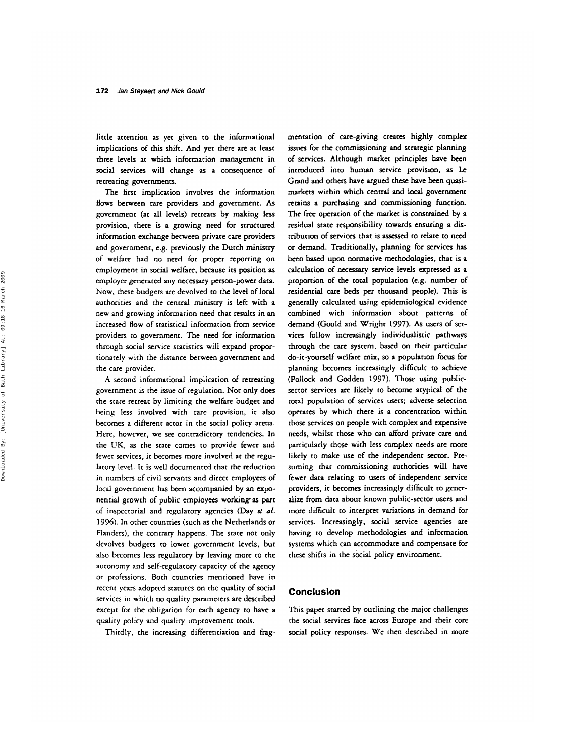little attention as yet given to the informational implications of this shift. And yet there are at least three levels at which information management in social services will change as a consequence of retreating governments.

The first implication involves the information flows between care providers and government. As government (at all levels) retreats by making less provision, there is a growing need for structured information exchange between private care providers and government, e.g. previously the Dutch ministry of welfare had no need for proper reporting on employment in social welfare, because its position as employer generated any necessary person-power data. Now, these budgets are devolved to the level of local authorities and the central ministry is left with a new and growing information need that results in an increased flow of statistical information from service providers to government. The need for information through social service statistics will expand proportionately with the distance between government and the care provider.

A second informational implication of retreating government is the issue of regulation. Not only does the state retreat by limiting the welfare budget and being less involved with care provision, it also becomes a different actor in the social policy arena. Here, however, we see contradictory tendencies. In the UK, as the state comes to provide fewer and fewer services, it becomes more involved at the regulatory level. It is well documented that the reduction in numbers of civil servants and direct employees of local government has been accompanied by an exponential growth of public employees working as part of inspectorial and regulatory agencies (Day *et al.* 1996). In other countries (such as the Netherlands or Flanders), the contrary happens. The state not only devolves budgets to lower government levels, but also becomes less regulatory by leaving more to the autonomy and self-regulatory capacity of the agency or professions. Both countries mentioned have in recent years adopted statutes on the quality of social services in which no quality parameters are described except for the obligation for each agency to have a quality policy and quality improvement tools.

Thirdly, the increasing differentiation and fragmentation of care-giving creates highly complex issues for the commissioning and strategic planning of services. Although market principles have been introduced into human service provision, as Le Grand and others have argued these have been quasi-markets within which central and local government retains a purchasing and commissioning function. The free operation of the market is constrained by a residual state responsibility towards ensuring a distribution of services that is assessed to relate to need or demand. Traditionally, planning for services has been based upon normative methodologies, that is a calculation of necessary service levels expressed as a proportion of the total population (e.g. number of residential care beds per thousand people). This is generally calculated using epidemiological evidence combined with information about patterns of demand (Gould and Wright 1997). As users of services follow increasingly individualistic pathways through the care system, based on their particular do-it-yourself welfare mix, so a population focus for planning becomes increasingly difficult to achieve (Pollock and Godden 1997). Those using public-sector services are likely to become atypical of the total population of services users; adverse selection operates by which there is a concentration within those services on people with complex and expensive needs, whilst those who can afford private care and particularly those with less complex needs are more likely to make use of the independent sector. Presuming that commissioning authorities will have fewer data relating to users of independent service providers, it becomes increasingly difficult to generalize from data about known public-sector users and more difficult to interpret variations in demand for services. Increasingly, social service agencies are having to develop methodologies and information systems which can accommodate and compensate for these shifts in the social policy environment.

## Conclusion

This paper started by outlining the major challenges the social services face across Europe and their core social policy responses. We then described in more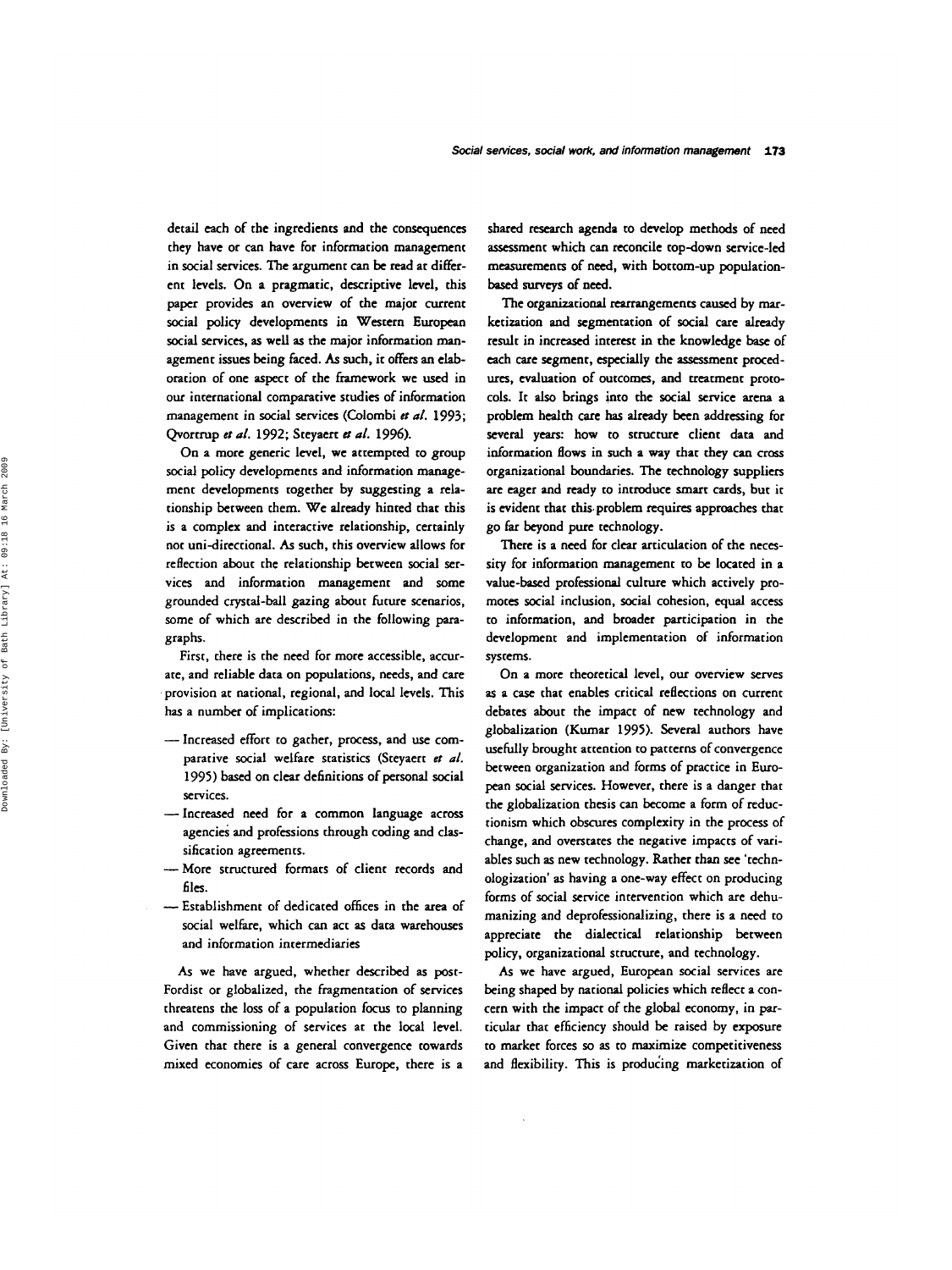detail each of the ingredients and the consequences they have or can have for information management in social services. The argument can be read at different levels. On a pragmatic, descriptive level, this paper provides an overview of the major current social policy developments in Western European social services, as well as the major information management issues being faced. As such, it offers an elaboration of one aspect of the framework we used in our international comparative studies of information management in social services (Colombi *et al.* 1993; Qvortrup *et al.* 1992; Steyaert *et al.* 1996).

On a more generic level, we attempted to group social policy developments and information management developments together by suggesting a relationship between them. We already hinted that this is a complex and interactive relationship, certainly not uni-directional. As such, this overview allows for reflection about the relationship between social services and information management and some grounded crystal-ball gazing about future scenarios, some of which are described in the following paragraphs.

First, there is the need for more accessible, accurate, and reliable data on populations, needs, and care provision at national, regional, and local levels. This has a number of implications:

- Increased effort to gather, process, and use comparative social welfare statistics (Steyaert *et al.* 1995) based on clear definitions of personal social services.
- Increased need for a common language across agencies and professions through coding and classification agreements.
- More structured formats of client records and files.
- Establishment of dedicated offices in the area of social welfare, which can act as data warehouses and information intermediaries

As we have argued, whether described as post-Fordist or globalized, the fragmentation of services threatens the loss of a population focus to planning and commissioning of services at the local level. Given that there is a general convergence towards mixed economies of care across Europe, there is a shared research agenda to develop methods of need assessment which can reconcile top-down service-led measurements of need, with bottom-up population-based surveys of need.

The organizational rearrangements caused by marketization and segmentation of social care already result in increased interest in the knowledge base of each care segment, especially the assessment procedures, evaluation of outcomes, and treatment protocols. It also brings into the social service arena a problem health care has already been addressing for several years: how to structure client data and information flows in such a way that they can cross organizational boundaries. The technology suppliers are eager and ready to introduce smart cards, but it is evident that this problem requires approaches that go far beyond pure technology.

There is a need for clear articulation of the necessity for information management to be located in a value-based professional culture which actively promotes social inclusion, social cohesion, equal access to information, and broader participation in the development and implementation of information systems.

On a more theoretical level, our overview serves as a case that enables critical reflections on current debates about the impact of new technology and globalization (Kumar 1995). Several authors have usefully brought attention to patterns of convergence between organization and forms of practice in European social services. However, there is a danger that the globalization thesis can become a form of reductionism which obscures complexity in the process of change, and overstates the negative impacts of variables such as new technology. Rather than see 'technologization' as having a one-way effect on producing forms of social service intervention which are dehumanizing and deprofessionalizing, there is a need to appreciate the dialectical relationship between policy, organizational structure, and technology.

As we have argued, European social services are being shaped by national policies which reflect a concern with the impact of the global economy, in particular that efficiency should be raised by exposure to market forces so as to maximize competitiveness and flexibility. This is producing marketization of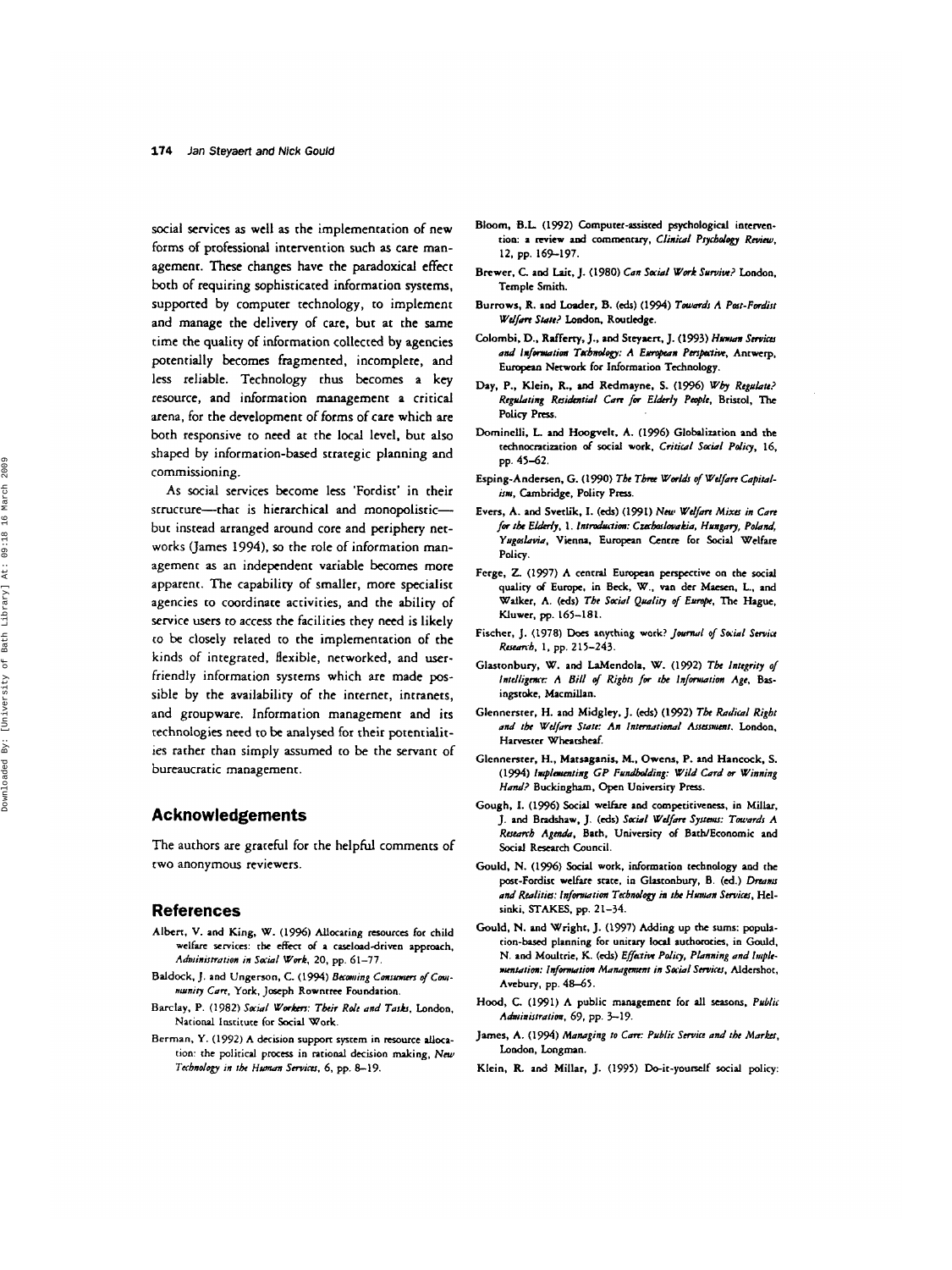social services as well as the implementation of new forms of professional intervention such as care management. These changes have the paradoxical effect both of requiring sophisticated information systems, supported by computer technology, to implement and manage the delivery of care, but at the same time the quality of information collected by agencies potentially becomes fragmented, incomplete, and less reliable. Technology thus becomes a key resource, and information management a critical arena, for the development of forms of care which are both responsive to need at the local level, but also shaped by information-based strategic planning and commissioning.

As social services become less 'Fordist' in their structure—that is hierarchical and monopolistic—but instead arranged around core and periphery networks (James 1994), so the role of information management as an independent variable becomes more apparent. The capability of smaller, more specialist agencies to coordinate activities, and the ability of service users to access the facilities they need is likely to be closely related to the implementation of the kinds of integrated, flexible, networked, and user-friendly information systems which are made possible by the availability of the internet, intranets, and groupware. Information management and its technologies need to be analysed for their potentialities rather than simply assumed to be the servant of bureaucratic management.

## Acknowledgements

The authors are grateful for the helpful comments of two anonymous reviewers.

## References

Albert, V. and King, W. (1996) Allocating resources for child welfare services: the effect of a caseload-driven approach, *Administration in Social Work*, 20, pp. 61–77.

Baldock, J. and Ungerson, C. (1994) *Becoming Consumers of Community Care*, York, Joseph Rowntree Foundation.

Barclay, P. (1982) *Social Workers: Their Role and Tasks*, London, National Institute for Social Work.

Berman, Y. (1992) A decision support system in resource allocation: the political process in rational decision making, *New Technology in the Human Services*, 6, pp. 8–19.

Bloom, B.L. (1992) Computer-assisted psychological intervention: a review and commentary, *Clinical Psychology Review*, 12, pp. 169–197.

Brewer, C. and Lait, J. (1980) *Can Social Work Survive?* London, Temple Smith.

Burrows, R. and Loader, B. (eds) (1994) *Towards A Post-Fordist Welfare State?* London, Routledge.

Colombi, D., Rafferty, J., and Steyaert, J. (1993) *Human Services and Information Technology: A European Perspective*, Antwerp, European Network for Information Technology.

Day, P., Klein, R., and Redmayne, S. (1996) *Why Regulate? Regulating Residential Care for Elderly People*, Bristol, The Policy Press.

Dominelli, L. and Hoogvelt, A. (1996) Globalization and the technocratization of social work, *Critical Social Policy*, 16, pp. 45–62.

Esping-Andersen, G. (1990) *The Three Worlds of Welfare Capitalism*, Cambridge, Polity Press.

Evers, A. and Svetlik, I. (eds) (1991) *New Welfare Mixes in Care for the Elderly*, 1. *Introduction: Czechoslovakia, Hungary, Poland, Yugoslavia*, Vienna, European Centre for Social Welfare Policy.

Ferge, Z. (1997) A central European perspective on the social quality of Europe, in Beck, W., van der Maesen, L., and Walker, A. (eds) *The Social Quality of Europe*, The Hague, Kluwer, pp. 165–181.

Fischer, J. (1978) Does anything work? *Journal of Social Service Research*, 1, pp. 215–243.

Glastonbury, W. and LaMendola, W. (1992) *The Integrity of Intelligence: A Bill of Rights for the Information Age*, Basingstoke, Macmillan.

Glennerster, H. and Midgley, J. (eds) (1992) *The Radical Right and the Welfare State: An International Assessment*. London, Harvester Wheatsheaf.

Glennerster, H., Matsaganis, M., Owens, P. and Hancock, S. (1994) *Implementing GP Fundholding: Wild Card or Winning Hand?* Buckingham, Open University Press.

Gough, I. (1996) Social welfare and competitiveness, in Millar, J. and Bradshaw, J. (eds) *Social Welfare Systems: Towards A Research Agenda*, Bath, University of Bath/Economic and Social Research Council.

Gould, N. (1996) Social work, information technology and the post-Fordist welfare state, in Glastonbury, B. (ed.) *Dreams and Realities: Information Technology in the Human Services*, Helsinki, STAKES, pp. 21–34.

Gould, N. and Wright, J. (1997) Adding up the sums: population-based planning for unitary local authorities, in Gould, N. and Moultrie, K. (eds) *Effective Policy, Planning and Implementation: Information Management in Social Services*, Aldershot, Avebury, pp. 48–65.

Hood, C. (1991) A public management for all seasons, *Public Administration*, 69, pp. 3–19.

James, A. (1994) *Managing to Care: Public Service and the Market*, London, Longman.

Klein, R. and Millar, J. (1995) Do-it-yourself social policy: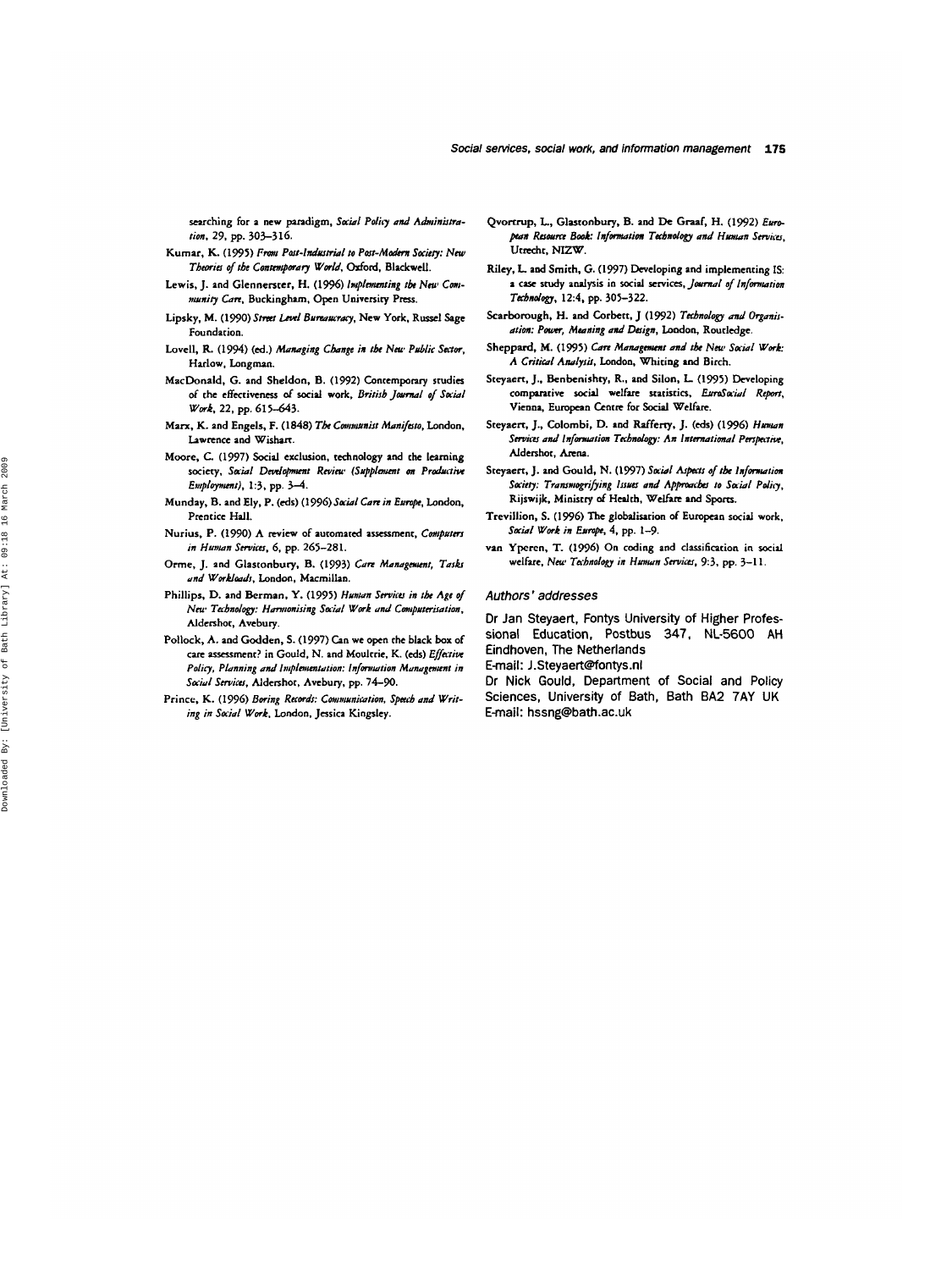searching for a new paradigm, *Social Policy and Administration*, 29, pp. 303–316.

Kumar, K. (1995) *From Post-Industrial to Post-Modern Society: New Theories of the Contemporary World*, Oxford, Blackwell.

Lewis, J. and Glennerster, H. (1996) *Implementing the New Community Care*, Buckingham, Open University Press.

Lipsky, M. (1990) *Street Level Bureaucracy*, New York, Russel Sage Foundation.

Lovell, R. (1994) (ed.) *Managing Change in the New Public Sector*, Harlow, Longman.

MacDonald, G. and Sheldon, B. (1992) Contemporary studies of the effectiveness of social work, *British Journal of Social Work*, 22, pp. 615–643.

Marx, K. and Engels, F. (1848) *The Communist Manifesto*, London, Lawrence and Wishart.

Moore, C. (1997) Social exclusion, technology and the learning society, *Social Development Review (Supplement on Productive Employment)*, 1:3, pp. 3–4.

Munday, B. and Ely, P. (eds) (1996) *Social Care in Europe*, London, Prentice Hall.

Nurius, P. (1990) A review of automated assessment, *Computers in Human Services*, 6, pp. 265–281.

Orme, J. and Glastonbury, B. (1993) *Care Management, Tasks and Workloads*, London, Macmillan.

Phillips, D. and Berman, Y. (1995) *Human Services in the Age of New Technology: Harmonising Social Work and Computerisation*, Aldershot, Avebury.

Pollock, A. and Godden, S. (1997) Can we open the black box of care assessment? in Gould, N. and Moultrie, K. (eds) *Effective Policy, Planning and Implementation: Information Management in Social Services*, Aldershot, Avebury, pp. 74–90.

Prince, K. (1996) *Boring Records: Communication, Speech and Writing in Social Work*, London, Jessica Kingsley.

Qvortrup, L., Glastonbury, B. and De Graaf, H. (1992) *European Resource Book: Information Technology and Human Services*, Utrecht, NIZW.

Riley, L. and Smith, G. (1997) Developing and implementing IS: a case study analysis in social services, *Journal of Information Technology*, 12:4, pp. 305–322.

Scarborough, H. and Corbett, J (1992) *Technology and Organisation: Power, Meaning and Design*, London, Routledge.

Sheppard, M. (1995) *Care Management and the New Social Work: A Critical Analysis*, London, Whiting and Birch.

Steyaert, J., Benbenishty, R., and Silon, L. (1995) Developing comparative social welfare statistics, *EuroSocial Report*, Vienna, European Centre for Social Welfare.

Steyaert, J., Colombi, D. and Rafferty, J. (eds) (1996) *Human Services and Information Technology: An International Perspective*, Aldershot, Arena.

Steyaert, J. and Gould, N. (1997) *Social Aspects of the Information Society: Transmogrifying Issues and Approaches to Social Policy*, Rijswijk, Ministry of Health, Welfare and Sports.

Trevillion, S. (1996) The globalisation of European social work, *Social Work in Europe*, 4, pp. 1–9.

van Yperen, T. (1996) On coding and classification in social welfare, *New Technology in Human Services*, 9:3, pp. 3–11.

### Authors' addresses

Dr Jan Steyaert, Fontys University of Higher Professional Education, Postbus 347, NL-5600 AH Eindhoven, The Netherlands
E-mail: J.Steyaert@fontys.nl

Dr Nick Gould, Department of Social and Policy Sciences, University of Bath, Bath BA2 7AY UK
E-mail: hssng@bath.ac.uk